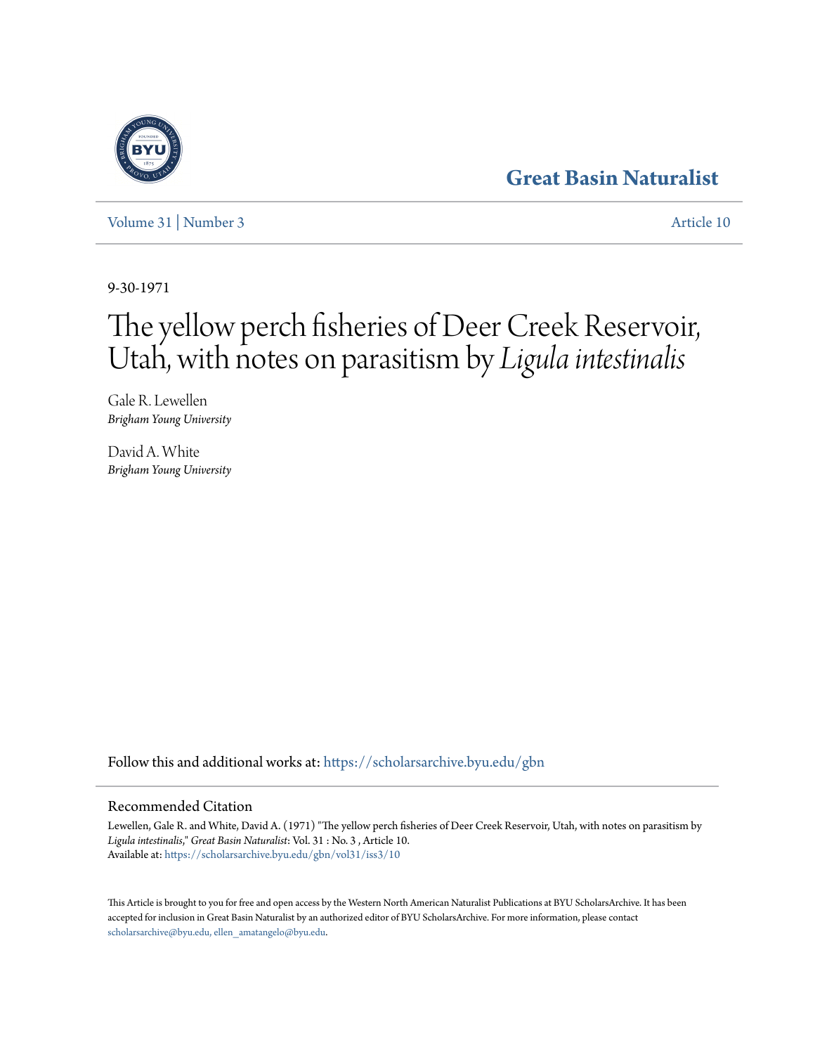# Great Basin Naturalist

Volume 31 | Number 3 Article 10

9-30-1971

# The yellow perch fisheries of Deer Creek Reservoir, Utah, with notes on parasitism by *Ligula intestinalis*

Gale R. Lewellen
*Brigham Young University*

David A. White
*Brigham Young University*

Follow this and additional works at: https://scholarsarchive.byu.edu/gbn

## Recommended Citation

Lewellen, Gale R. and White, David A. (1971) "The yellow perch fisheries of Deer Creek Reservoir, Utah, with notes on parasitism by *Ligula intestinalis*," *Great Basin Naturalist*: Vol. 31 : No. 3 , Article 10.
Available at: https://scholarsarchive.byu.edu/gbn/vol31/iss3/10

This Article is brought to you for free and open access by the Western North American Naturalist Publications at BYU ScholarsArchive. It has been accepted for inclusion in Great Basin Naturalist by an authorized editor of BYU ScholarsArchive. For more information, please contact scholarsarchive@byu.edu, ellen_amatangelo@byu.edu.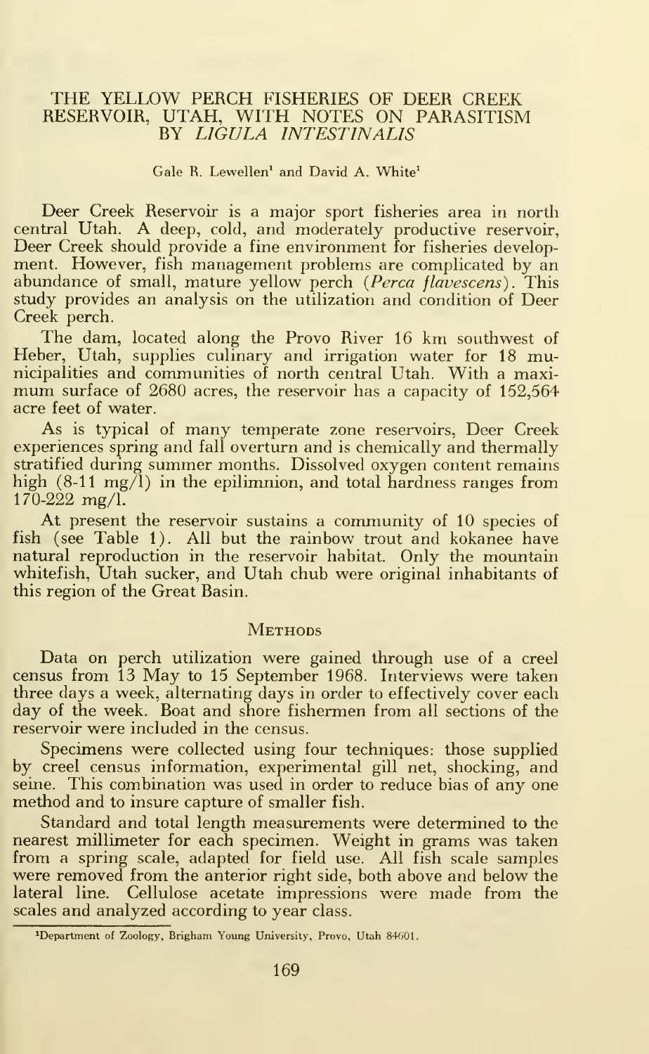# THE YELLOW PERCH FISHERIES OF DEER CREEK RESERVOIR, UTAH, WITH NOTES ON PARASITISM BY *LIGULA INTESTINALIS*

Gale R. Lewellen[1] and David A. White[1]

Deer Creek Reservoir is a major sport fisheries area in north central Utah. A deep, cold, and moderately productive reservoir, Deer Creek should provide a fine environment for fisheries development. However, fish management problems are complicated by an abundance of small, mature yellow perch (*Perca flavescens*). This study provides an analysis on the utilization and condition of Deer Creek perch.

The dam, located along the Provo River 16 km southwest of Heber, Utah, supplies culinary and irrigation water for 18 municipalities and communities of north central Utah. With a maximum surface of 2680 acres, the reservoir has a capacity of 152,564 acre feet of water.

As is typical of many temperate zone reservoirs, Deer Creek experiences spring and fall overturn and is chemically and thermally stratified during summer months. Dissolved oxygen content remains high (8-11 mg/l) in the epilimnion, and total hardness ranges from 170-222 mg/l.

At present the reservoir sustains a community of 10 species of fish (see Table 1). All but the rainbow trout and kokanee have natural reproduction in the reservoir habitat. Only the mountain whitefish, Utah sucker, and Utah chub were original inhabitants of this region of the Great Basin.

## Methods

Data on perch utilization were gained through use of a creel census from 13 May to 15 September 1968. Interviews were taken three days a week, alternating days in order to effectively cover each day of the week. Boat and shore fishermen from all sections of the reservoir were included in the census.

Specimens were collected using four techniques: those supplied by creel census information, experimental gill net, shocking, and seine. This combination was used in order to reduce bias of any one method and to insure capture of smaller fish.

Standard and total length measurements were determined to the nearest millimeter for each specimen. Weight in grams was taken from a spring scale, adapted for field use. All fish scale samples were removed from the anterior right side, both above and below the lateral line. Cellulose acetate impressions were made from the scales and analyzed according to year class.

[1]Department of Zoology, Brigham Young University, Provo, Utah 84601.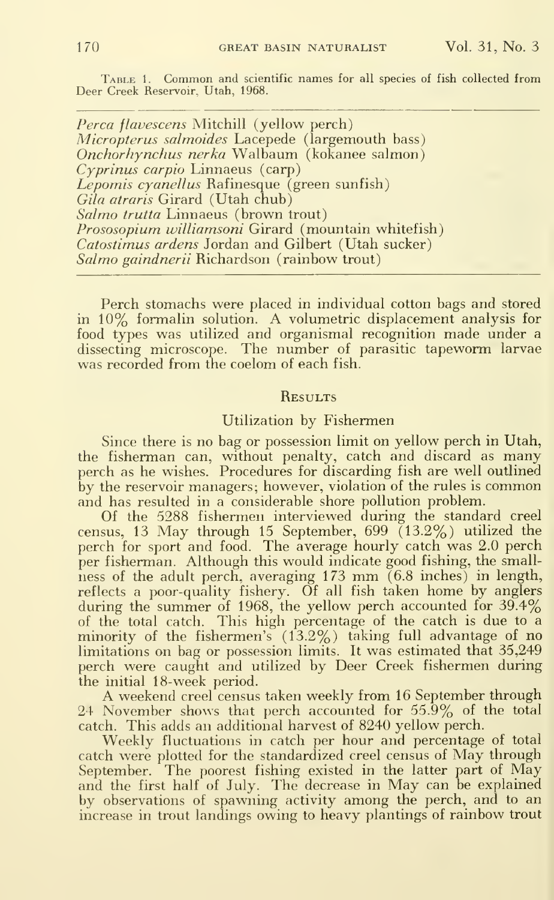Table 1. Common and scientific names for all species of fish collected from Deer Creek Reservoir, Utah, 1968.

*Perca flavescens* Mitchill (yellow perch)
*Micropterus salmoides* Lacepede (largemouth bass)
*Onchorhynchus nerka* Walbaum (kokanee salmon)
*Cyprinus carpio* Linnaeus (carp)
*Lepomis cyanellus* Rafinesque (green sunfish)
*Gila atraris* Girard (Utah chub)
*Salmo trutta* Linnaeus (brown trout)
*Prososopium williamsoni* Girard (mountain whitefish)
*Catostimus ardens* Jordan and Gilbert (Utah sucker)
*Salmo gaindnerii* Richardson (rainbow trout)

Perch stomachs were placed in individual cotton bags and stored in 10% formalin solution. A volumetric displacement analysis for food types was utilized and organismal recognition made under a dissecting microscope. The number of parasitic tapeworm larvae was recorded from the coelom of each fish.

## Results

### Utilization by Fishermen

Since there is no bag or possession limit on yellow perch in Utah, the fisherman can, without penalty, catch and discard as many perch as he wishes. Procedures for discarding fish are well outlined by the reservoir managers; however, violation of the rules is common and has resulted in a considerable shore pollution problem.

Of the 5288 fishermen interviewed during the standard creel census, 13 May through 15 September, 699 (13.2%) utilized the perch for sport and food. The average hourly catch was 2.0 perch per fisherman. Although this would indicate good fishing, the smallness of the adult perch, averaging 173 mm (6.8 inches) in length, reflects a poor-quality fishery. Of all fish taken home by anglers during the summer of 1968, the yellow perch accounted for 39.4% of the total catch. This high percentage of the catch is due to a minority of the fishermen's (13.2%) taking full advantage of no limitations on bag or possession limits. It was estimated that 35,249 perch were caught and utilized by Deer Creek fishermen during the initial 18-week period.

A weekend creel census taken weekly from 16 September through 24 November shows that perch accounted for 55.9% of the total catch. This adds an additional harvest of 8240 yellow perch.

Weekly fluctuations in catch per hour and percentage of total catch were plotted for the standardized creel census of May through September. The poorest fishing existed in the latter part of May and the first half of July. The decrease in May can be explained by observations of spawning activity among the perch, and to an increase in trout landings owing to heavy plantings of rainbow trout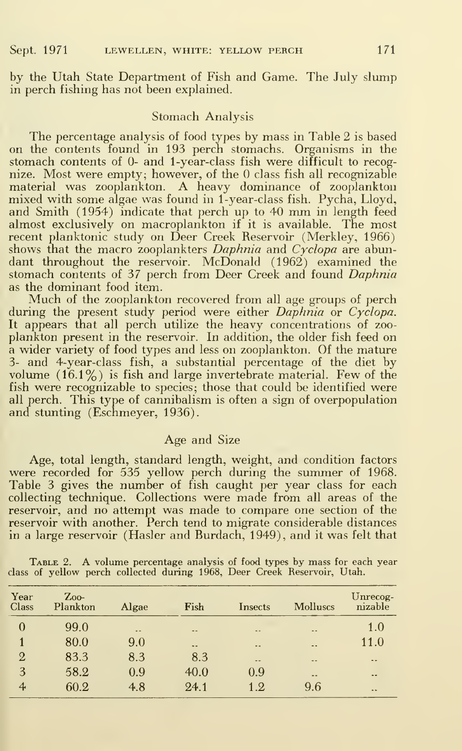by the Utah State Department of Fish and Game. The July slump in perch fishing has not been explained.

## Stomach Analysis

The percentage analysis of food types by mass in Table 2 is based on the contents found in 193 perch stomachs. Organisms in the stomach contents of 0- and 1-year-class fish were difficult to recognize. Most were empty; however, of the 0 class fish all recognizable material was zooplankton. A heavy dominance of zooplankton mixed with some algae was found in 1-year-class fish. Pycha, Lloyd, and Smith (1954) indicate that perch up to 40 mm in length feed almost exclusively on macroplankton if it is available. The most recent planktonic study on Deer Creek Reservoir (Merkley, 1966) shows that the macro zooplankters *Daphnia* and *Cyclopa* are abundant throughout the reservoir. McDonald (1962) examined the stomach contents of 37 perch from Deer Creek and found *Daphnia* as the dominant food item.

Much of the zooplankton recovered from all age groups of perch during the present study period were either *Daphnia* or *Cyclopa*. It appears that all perch utilize the heavy concentrations of zooplankton present in the reservoir. In addition, the older fish feed on a wider variety of food types and less on zooplankton. Of the mature 3- and 4-year-class fish, a substantial percentage of the diet by volume (16.1%) is fish and large invertebrate material. Few of the fish were recognizable to species; those that could be identified were all perch. This type of cannibalism is often a sign of overpopulation and stunting (Eschmeyer, 1936).

## Age and Size

Age, total length, standard length, weight, and condition factors were recorded for 535 yellow perch during the summer of 1968. Table 3 gives the number of fish caught per year class for each collecting technique. Collections were made from all areas of the reservoir, and no attempt was made to compare one section of the reservoir with another. Perch tend to migrate considerable distances in a large reservoir (Hasler and Burdach, 1949), and it was felt that

Table 2. A volume percentage analysis of food types by mass for each year class of yellow perch collected during 1968, Deer Creek Reservoir, Utah.

| Year Class | Zoo-Plankton | Algae | Fish | Insects | Molluscs | Unrecog-nizable |
|---|---|---|---|---|---|---|
| 0 | 99.0 | .. | .. | .. | .. | 1.0 |
| 1 | 80.0 | 9.0 | .. | .. | .. | 11.0 |
| 2 | 83.3 | 8.3 | 8.3 | .. | .. | .. |
| 3 | 58.2 | 0.9 | 40.0 | 0.9 | .. | .. |
| 4 | 60.2 | 4.8 | 24.1 | 1.2 | 9.6 | .. |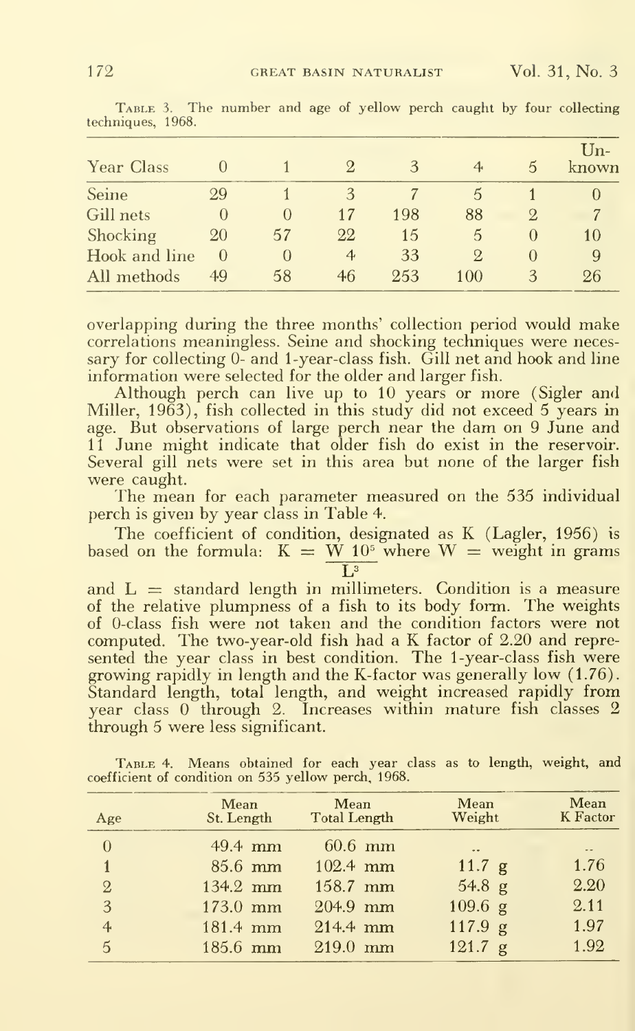Table 3. The number and age of yellow perch caught by four collecting techniques, 1968.

| Year Class | 0 | 1 | 2 | 3 | 4 | 5 | Un-known |
|---|---|---|---|---|---|---|---|
| Seine | 29 | 1 | 3 | 7 | 5 | 1 | 0 |
| Gill nets | 0 | 0 | 17 | 198 | 88 | 2 | 7 |
| Shocking | 20 | 57 | 22 | 15 | 5 | 0 | 10 |
| Hook and line | 0 | 0 | 4 | 33 | 2 | 0 | 9 |
| All methods | 49 | 58 | 46 | 253 | 100 | 3 | 26 |

overlapping during the three months' collection period would make correlations meaningless. Seine and shocking techniques were necessary for collecting 0- and 1-year-class fish. Gill net and hook and line information were selected for the older and larger fish.

Although perch can live up to 10 years or more (Sigler and Miller, 1963), fish collected in this study did not exceed 5 years in age. But observations of large perch near the dam on 9 June and 11 June might indicate that older fish do exist in the reservoir. Several gill nets were set in this area but none of the larger fish were caught.

The mean for each parameter measured on the 535 individual perch is given by year class in Table 4.

The coefficient of condition, designated as K (Lagler, 1956) is based on the formula: $K = \frac{W\,10^5}{L^3}$ where W = weight in grams and L = standard length in millimeters. Condition is a measure of the relative plumpness of a fish to its body form. The weights of 0-class fish were not taken and the condition factors were not computed. The two-year-old fish had a K factor of 2.20 and represented the year class in best condition. The 1-year-class fish were growing rapidly in length and the K-factor was generally low (1.76). Standard length, total length, and weight increased rapidly from year class 0 through 2. Increases within mature fish classes 2 through 5 were less significant.

Table 4. Means obtained for each year class as to length, weight, and coefficient of condition on 535 yellow perch, 1968.

| Age | Mean St. Length | Mean Total Length | Mean Weight | Mean K Factor |
|---|---|---|---|---|
| 0 | 49.4 mm | 60.6 mm | .. | .. |
| 1 | 85.6 mm | 102.4 mm | 11.7 g | 1.76 |
| 2 | 134.2 mm | 158.7 mm | 54.8 g | 2.20 |
| 3 | 173.0 mm | 204.9 mm | 109.6 g | 2.11 |
| 4 | 181.4 mm | 214.4 mm | 117.9 g | 1.97 |
| 5 | 185.6 mm | 219.0 mm | 121.7 g | 1.92 |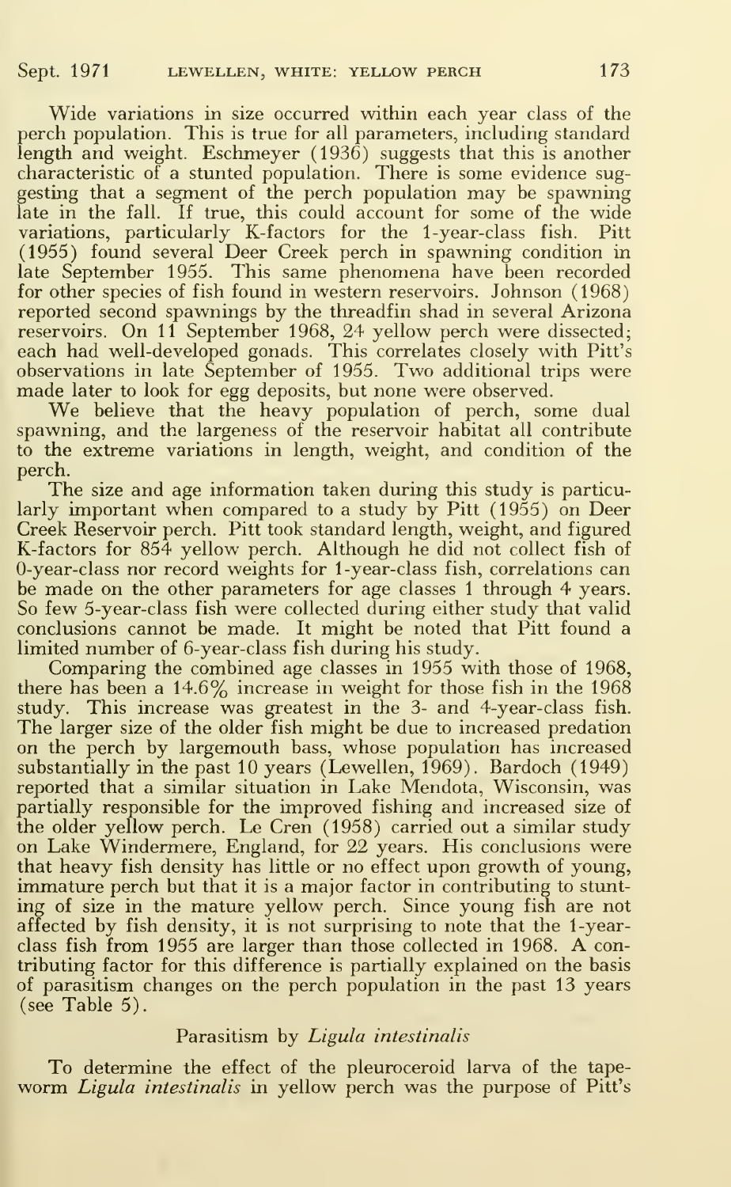Wide variations in size occurred within each year class of the perch population. This is true for all parameters, including standard length and weight. Eschmeyer (1936) suggests that this is another characteristic of a stunted population. There is some evidence suggesting that a segment of the perch population may be spawning late in the fall. If true, this could account for some of the wide variations, particularly K-factors for the 1-year-class fish. Pitt (1955) found several Deer Creek perch in spawning condition in late September 1955. This same phenomena have been recorded for other species of fish found in western reservoirs. Johnson (1968) reported second spawnings by the threadfin shad in several Arizona reservoirs. On 11 September 1968, 24 yellow perch were dissected; each had well-developed gonads. This correlates closely with Pitt's observations in late September of 1955. Two additional trips were made later to look for egg deposits, but none were observed.

We believe that the heavy population of perch, some dual spawning, and the largeness of the reservoir habitat all contribute to the extreme variations in length, weight, and condition of the perch.

The size and age information taken during this study is particularly important when compared to a study by Pitt (1955) on Deer Creek Reservoir perch. Pitt took standard length, weight, and figured K-factors for 854 yellow perch. Although he did not collect fish of 0-year-class nor record weights for 1-year-class fish, correlations can be made on the other parameters for age classes 1 through 4 years. So few 5-year-class fish were collected during either study that valid conclusions cannot be made. It might be noted that Pitt found a limited number of 6-year-class fish during his study.

Comparing the combined age classes in 1955 with those of 1968, there has been a 14.6% increase in weight for those fish in the 1968 study. This increase was greatest in the 3- and 4-year-class fish. The larger size of the older fish might be due to increased predation on the perch by largemouth bass, whose population has increased substantially in the past 10 years (Lewellen, 1969). Bardoch (1949) reported that a similar situation in Lake Mendota, Wisconsin, was partially responsible for the improved fishing and increased size of the older yellow perch. Le Cren (1958) carried out a similar study on Lake Windermere, England, for 22 years. His conclusions were that heavy fish density has little or no effect upon growth of young, immature perch but that it is a major factor in contributing to stunting of size in the mature yellow perch. Since young fish are not affected by fish density, it is not surprising to note that the 1-year-class fish from 1955 are larger than those collected in 1968. A contributing factor for this difference is partially explained on the basis of parasitism changes on the perch population in the past 13 years (see Table 5).

## Parasitism by *Ligula intestinalis*

To determine the effect of the pleuroceroid larva of the tapeworm *Ligula intestinalis* in yellow perch was the purpose of Pitt's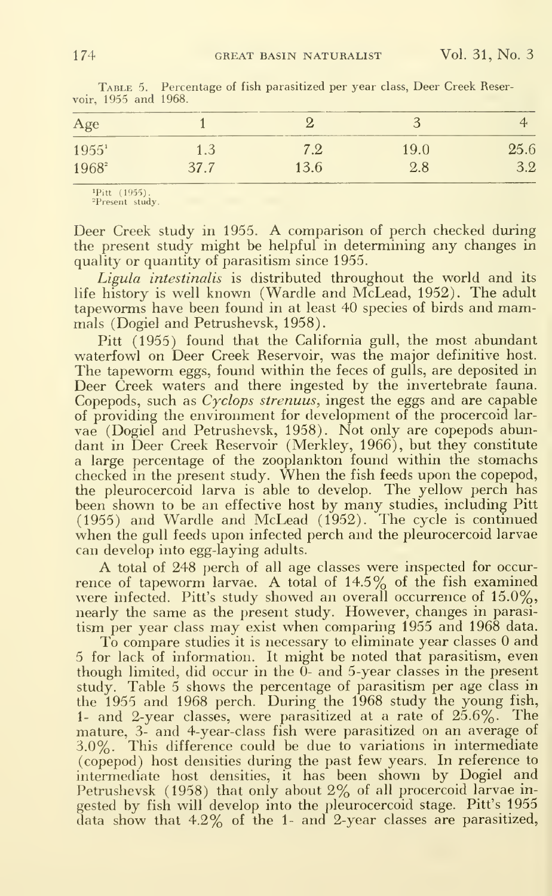Table 5. Percentage of fish parasitized per year class, Deer Creek Reservoir, 1955 and 1968.

| Age | 1 | 2 | 3 | 4 |
|---|---|---|---|---|
| 1955[1] | 1.3 | 7.2 | 19.0 | 25.6 |
| 1968[2] | 37.7 | 13.6 | 2.8 | 3.2 |

[1]Pitt (1955).
[2]Present study.

Deer Creek study in 1955. A comparison of perch checked during the present study might be helpful in determining any changes in quality or quantity of parasitism since 1955.

*Ligula intestinalis* is distributed throughout the world and its life history is well known (Wardle and McLead, 1952). The adult tapeworms have been found in at least 40 species of birds and mammals (Dogiel and Petrushevsk, 1958).

Pitt (1955) found that the California gull, the most abundant waterfowl on Deer Creek Reservoir, was the major definitive host. The tapeworm eggs, found within the feces of gulls, are deposited in Deer Creek waters and there ingested by the invertebrate fauna. Copepods, such as *Cyclops strenuus*, ingest the eggs and are capable of providing the environment for development of the procercoid larvae (Dogiel and Petrushevsk, 1958). Not only are copepods abundant in Deer Creek Reservoir (Merkley, 1966), but they constitute a large percentage of the zooplankton found within the stomachs checked in the present study. When the fish feeds upon the copepod, the pleurocercoid larva is able to develop. The yellow perch has been shown to be an effective host by many studies, including Pitt (1955) and Wardle and McLead (1952). The cycle is continued when the gull feeds upon infected perch and the pleurocercoid larvae can develop into egg-laying adults.

A total of 248 perch of all age classes were inspected for occurrence of tapeworm larvae. A total of 14.5% of the fish examined were infected. Pitt's study showed an overall occurrence of 15.0%, nearly the same as the present study. However, changes in parasitism per year class may exist when comparing 1955 and 1968 data.

To compare studies it is necessary to eliminate year classes 0 and 5 for lack of information. It might be noted that parasitism, even though limited, did occur in the 0- and 5-year classes in the present study. Table 5 shows the percentage of parasitism per age class in the 1955 and 1968 perch. During the 1968 study the young fish, 1- and 2-year classes, were parasitized at a rate of 25.6%. The mature, 3- and 4-year-class fish were parasitized on an average of 3.0%. This difference could be due to variations in intermediate (copepod) host densities during the past few years. In reference to intermediate host densities, it has been shown by Dogiel and Petrushevsk (1958) that only about 2% of all procercoid larvae ingested by fish will develop into the pleurocercoid stage. Pitt's 1955 data show that 4.2% of the 1- and 2-year classes are parasitized,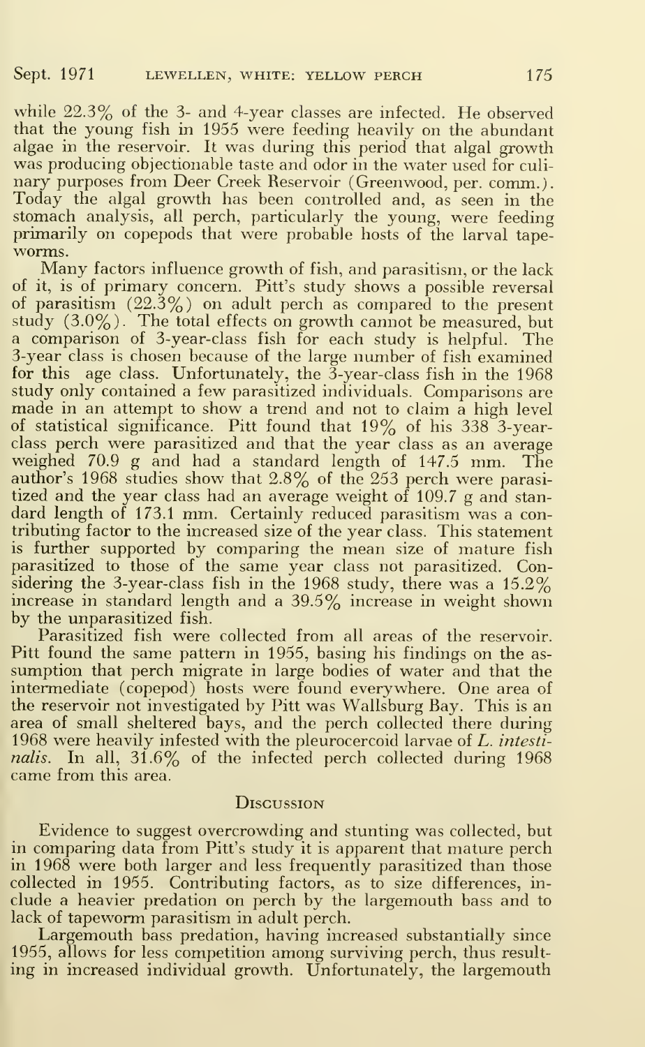while 22.3% of the 3- and 4-year classes are infected. He observed that the young fish in 1955 were feeding heavily on the abundant algae in the reservoir. It was during this period that algal growth was producing objectionable taste and odor in the water used for culinary purposes from Deer Creek Reservoir (Greenwood, per. comm.). Today the algal growth has been controlled and, as seen in the stomach analysis, all perch, particularly the young, were feeding primarily on copepods that were probable hosts of the larval tapeworms.

Many factors influence growth of fish, and parasitism, or the lack of it, is of primary concern. Pitt's study shows a possible reversal of parasitism (22.3%) on adult perch as compared to the present study (3.0%). The total effects on growth cannot be measured, but a comparison of 3-year-class fish for each study is helpful. The 3-year class is chosen because of the large number of fish examined for this age class. Unfortunately, the 3-year-class fish in the 1968 study only contained a few parasitized individuals. Comparisons are made in an attempt to show a trend and not to claim a high level of statistical significance. Pitt found that 19% of his 338 3-year-class perch were parasitized and that the year class as an average weighed 70.9 g and had a standard length of 147.5 mm. The author's 1968 studies show that 2.8% of the 253 perch were parasitized and the year class had an average weight of 109.7 g and standard length of 173.1 mm. Certainly reduced parasitism was a contributing factor to the increased size of the year class. This statement is further supported by comparing the mean size of mature fish parasitized to those of the same year class not parasitized. Considering the 3-year-class fish in the 1968 study, there was a 15.2% increase in standard length and a 39.5% increase in weight shown by the unparasitized fish.

Parasitized fish were collected from all areas of the reservoir. Pitt found the same pattern in 1955, basing his findings on the assumption that perch migrate in large bodies of water and that the intermediate (copepod) hosts were found everywhere. One area of the reservoir not investigated by Pitt was Wallsburg Bay. This is an area of small sheltered bays, and the perch collected there during 1968 were heavily infested with the pleurocercoid larvae of *L. intestinalis*. In all, 31.6% of the infected perch collected during 1968 came from this area.

## Discussion

Evidence to suggest overcrowding and stunting was collected, but in comparing data from Pitt's study it is apparent that mature perch in 1968 were both larger and less frequently parasitized than those collected in 1955. Contributing factors, as to size differences, include a heavier predation on perch by the largemouth bass and to lack of tapeworm parasitism in adult perch.

Largemouth bass predation, having increased substantially since 1955, allows for less competition among surviving perch, thus resulting in increased individual growth. Unfortunately, the largemouth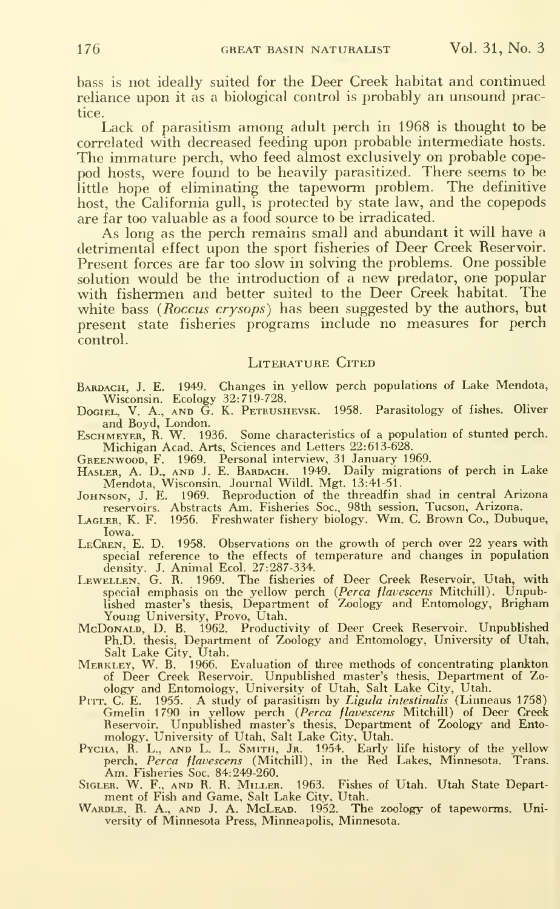bass is not ideally suited for the Deer Creek habitat and continued reliance upon it as a biological control is probably an unsound practice.

Lack of parasitism among adult perch in 1968 is thought to be correlated with decreased feeding upon probable intermediate hosts. The immature perch, who feed almost exclusively on probable copepod hosts, were found to be heavily parasitized. There seems to be little hope of eliminating the tapeworm problem. The definitive host, the California gull, is protected by state law, and the copepods are far too valuable as a food source to be irradicated.

As long as the perch remains small and abundant it will have a detrimental effect upon the sport fisheries of Deer Creek Reservoir. Present forces are far too slow in solving the problems. One possible solution would be the introduction of a new predator, one popular with fishermen and better suited to the Deer Creek habitat. The white bass (*Roccus crysops*) has been suggested by the authors, but present state fisheries programs include no measures for perch control.

## Literature Cited

Bardach, J. E. 1949. Changes in yellow perch populations of Lake Mendota, Wisconsin. Ecology 32:719-728.

Dogiel, V. A., and G. K. Petrushevsk. 1958. Parasitology of fishes. Oliver and Boyd, London.

Eschmeyer, R. W. 1936. Some characteristics of a population of stunted perch. Michigan Acad. Arts, Sciences and Letters 22:613-628.

Greenwood, F. 1969. Personal interview, 31 January 1969.

Hasler, A. D., and J. E. Bardach. 1949. Daily migrations of perch in Lake Mendota, Wisconsin. Journal Wildl. Mgt. 13:41-51.

Johnson, J. E. 1969. Reproduction of the threadfin shad in central Arizona reservoirs. Abstracts Am. Fisheries Soc., 98th session, Tucson, Arizona.

Lagler, K. F. 1956. Freshwater fishery biology. Wm. C. Brown Co., Dubuque, Iowa.

LeCren, E. D. 1958. Observations on the growth of perch over 22 years with special reference to the effects of temperature and changes in population density. J. Animal Ecol. 27:287-334.

Lewellen, G. R. 1969. The fisheries of Deer Creek Reservoir, Utah, with special emphasis on the yellow perch (*Perca flavescens* Mitchill). Unpublished master's thesis, Department of Zoology and Entomology, Brigham Young University, Provo, Utah.

McDonald, D. B. 1962. Productivity of Deer Creek Reservoir. Unpublished Ph.D. thesis, Department of Zoology and Entomology, University of Utah, Salt Lake City, Utah.

Merkley, W. B. 1966. Evaluation of three methods of concentrating plankton of Deer Creek Reservoir. Unpublished master's thesis, Department of Zoology and Entomology, University of Utah, Salt Lake City, Utah.

Pitt, C. E. 1955. A study of parasitism by *Ligula intestinalis* (Linneaus 1758) Gmelin 1790 in yellow perch (*Perca flavescens* Mitchill) of Deer Creek Reservoir. Unpublished master's thesis, Department of Zoology and Entomology, University of Utah, Salt Lake City, Utah.

Pycha, R. L., and L. L. Smith, Jr. 1954. Early life history of the yellow perch, *Perca flavescens* (Mitchill), in the Red Lakes, Minnesota. Trans. Am. Fisheries Soc. 84:249-260.

Sigler, W. F., and R. R. Miller. 1963. Fishes of Utah. Utah State Department of Fish and Game, Salt Lake City, Utah.

Wardle, R. A., and J. A. McLead. 1952. The zoology of tapeworms. University of Minnesota Press, Minneapolis, Minnesota.